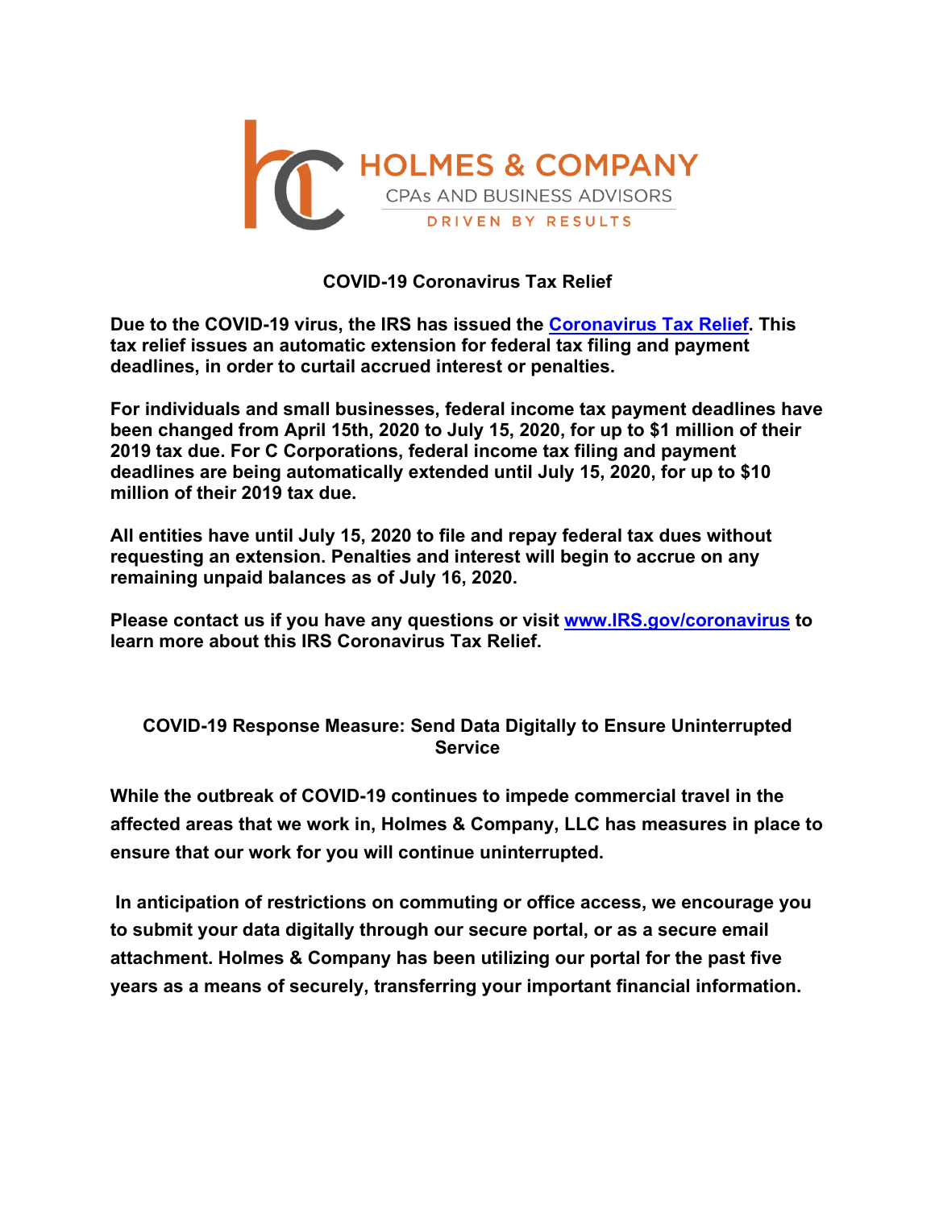HOLMES & COMPANY

CPAs AND BUSINESS ADVISORS

DRIVEN BY RESULTS

## COVID-19 Coronavirus Tax Relief

**Due to the COVID-19 virus, the IRS has issued the [Coronavirus Tax Relief](). This tax relief issues an automatic extension for federal tax filing and payment deadlines, in order to curtail accrued interest or penalties.**

**For individuals and small businesses, federal income tax payment deadlines have been changed from April 15th, 2020 to July 15, 2020, for up to $1 million of their 2019 tax due. For C Corporations, federal income tax filing and payment deadlines are being automatically extended until July 15, 2020, for up to $10 million of their 2019 tax due.**

**All entities have until July 15, 2020 to file and repay federal tax dues without requesting an extension. Penalties and interest will begin to accrue on any remaining unpaid balances as of July 16, 2020.**

**Please contact us if you have any questions or visit [www.IRS.gov/coronavirus](www.IRS.gov/coronavirus) to learn more about this IRS Coronavirus Tax Relief.**

## COVID-19 Response Measure: Send Data Digitally to Ensure Uninterrupted Service

**While the outbreak of COVID-19 continues to impede commercial travel in the affected areas that we work in, Holmes & Company, LLC has measures in place to ensure that our work for you will continue uninterrupted.**

**In anticipation of restrictions on commuting or office access, we encourage you to submit your data digitally through our secure portal, or as a secure email attachment. Holmes & Company has been utilizing our portal for the past five years as a means of securely, transferring your important financial information.**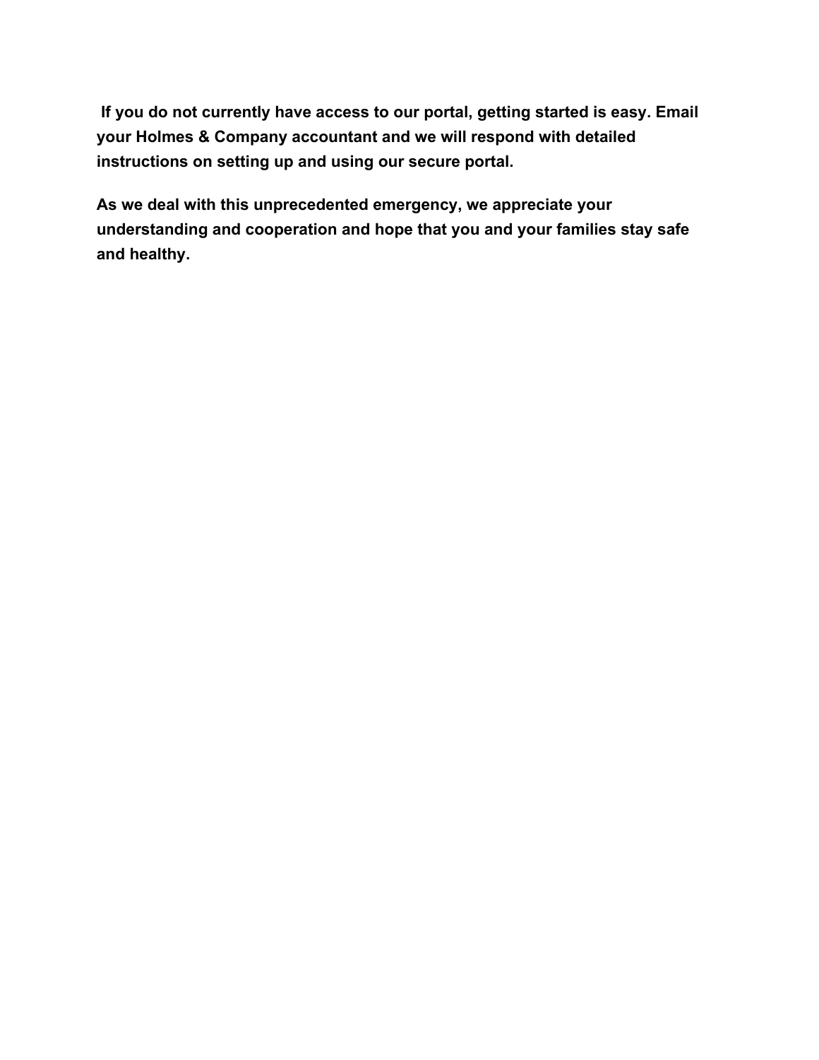**If you do not currently have access to our portal, getting started is easy. Email your Holmes & Company accountant and we will respond with detailed instructions on setting up and using our secure portal.**

**As we deal with this unprecedented emergency, we appreciate your understanding and cooperation and hope that you and your families stay safe and healthy.**